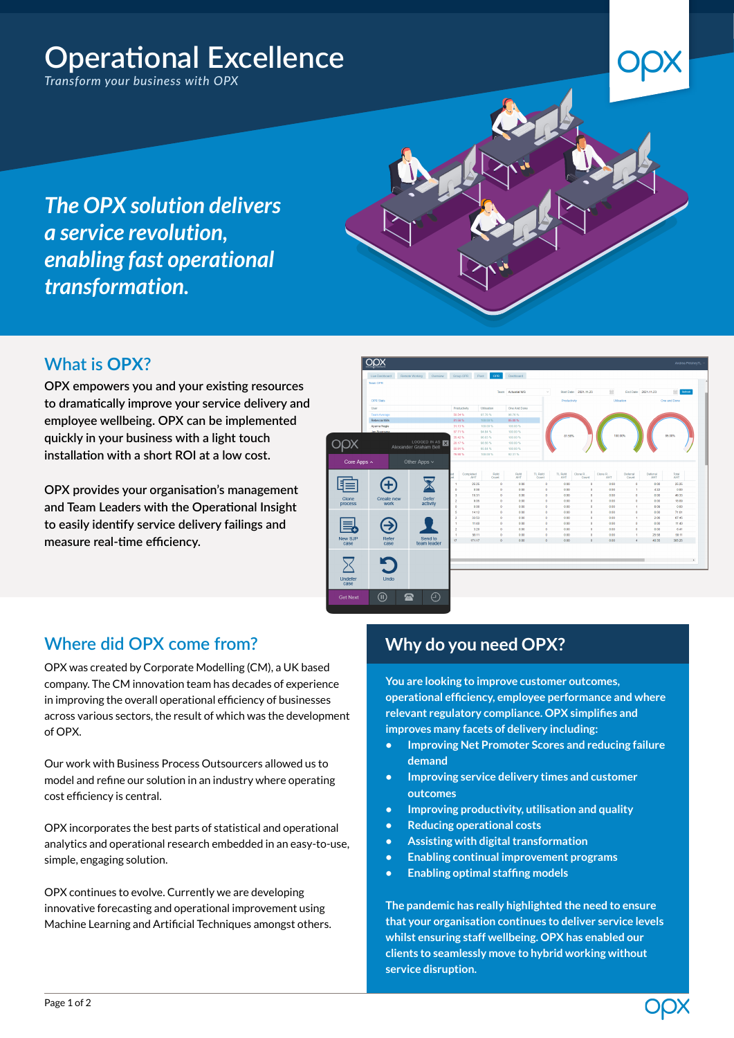# Operational Excellence

*Transform your business with OPX*

***The OPX solution delivers a service revolution, enabling fast operational transformation.***

## What is OPX?

OPX empowers you and your existing resources to dramatically improve your service delivery and employee wellbeing. OPX can be implemented quickly in your business with a light touch installation with a short ROI at a low cost.

OPX provides your organisation's management and Team Leaders with the Operational Insight to easily identify service delivery failings and measure real-time efficiency.

## Where did OPX come from?

OPX was created by Corporate Modelling (CM), a UK based company. The CM innovation team has decades of experience in improving the overall operational efficiency of businesses across various sectors, the result of which was the development of OPX.

Our work with Business Process Outsourcers allowed us to model and refine our solution in an industry where operating cost efficiency is central.

OPX incorporates the best parts of statistical and operational analytics and operational research embedded in an easy-to-use, simple, engaging solution.

OPX continues to evolve. Currently we are developing innovative forecasting and operational improvement using Machine Learning and Artificial Techniques amongst others.

## Why do you need OPX?

**You are looking to improve customer outcomes, operational efficiency, employee performance and where relevant regulatory compliance. OPX simplifies and improves many facets of delivery including:**

- **Improving Net Promoter Scores and reducing failure demand**
- **Improving service delivery times and customer outcomes**
- **Improving productivity, utilisation and quality**
- **Reducing operational costs**
- **Assisting with digital transformation**
- **Enabling continual improvement programs**
- **Enabling optimal staffing models**

**The pandemic has really highlighted the need to ensure that your organisation continues to deliver service levels whilst ensuring staff wellbeing. OPX has enabled our clients to seamlessly move to hybrid working without service disruption.**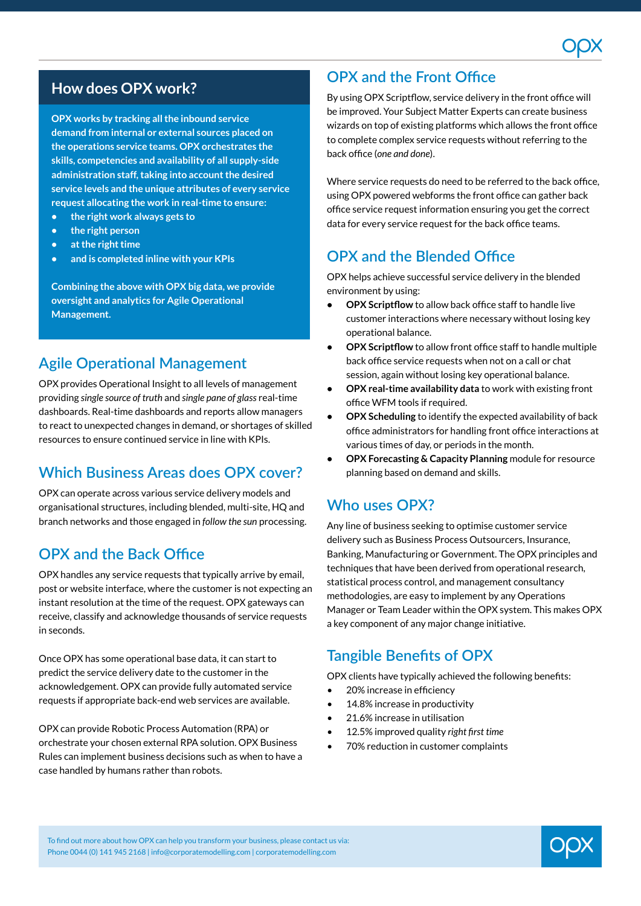## How does OPX work?

**OPX works by tracking all the inbound service demand from internal or external sources placed on the operations service teams. OPX orchestrates the skills, competencies and availability of all supply-side administration staff, taking into account the desired service levels and the unique attributes of every service request allocating the work in real-time to ensure:**

- **the right work always gets to**
- **the right person**
- **at the right time**
- **and is completed inline with your KPIs**

**Combining the above with OPX big data, we provide oversight and analytics for Agile Operational Management.**

## Agile Operational Management

OPX provides Operational Insight to all levels of management providing *single source of truth* and *single pane of glass* real-time dashboards. Real-time dashboards and reports allow managers to react to unexpected changes in demand, or shortages of skilled resources to ensure continued service in line with KPIs.

## Which Business Areas does OPX cover?

OPX can operate across various service delivery models and organisational structures, including blended, multi-site, HQ and branch networks and those engaged in *follow the sun* processing.

## OPX and the Back Office

OPX handles any service requests that typically arrive by email, post or website interface, where the customer is not expecting an instant resolution at the time of the request. OPX gateways can receive, classify and acknowledge thousands of service requests in seconds.

Once OPX has some operational base data, it can start to predict the service delivery date to the customer in the acknowledgement. OPX can provide fully automated service requests if appropriate back-end web services are available.

OPX can provide Robotic Process Automation (RPA) or orchestrate your chosen external RPA solution. OPX Business Rules can implement business decisions such as when to have a case handled by humans rather than robots.

## OPX and the Front Office

By using OPX Scriptflow, service delivery in the front office will be improved. Your Subject Matter Experts can create business wizards on top of existing platforms which allows the front office to complete complex service requests without referring to the back office (*one and done*).

Where service requests do need to be referred to the back office, using OPX powered webforms the front office can gather back office service request information ensuring you get the correct data for every service request for the back office teams.

## OPX and the Blended Office

OPX helps achieve successful service delivery in the blended environment by using:

- **OPX Scriptflow** to allow back office staff to handle live customer interactions where necessary without losing key operational balance.
- **OPX Scriptflow** to allow front office staff to handle multiple back office service requests when not on a call or chat session, again without losing key operational balance.
- **OPX real-time availability data** to work with existing front office WFM tools if required.
- **OPX Scheduling** to identify the expected availability of back office administrators for handling front office interactions at various times of day, or periods in the month.
- **OPX Forecasting & Capacity Planning** module for resource planning based on demand and skills.

## Who uses OPX?

Any line of business seeking to optimise customer service delivery such as Business Process Outsourcers, Insurance, Banking, Manufacturing or Government. The OPX principles and techniques that have been derived from operational research, statistical process control, and management consultancy methodologies, are easy to implement by any Operations Manager or Team Leader within the OPX system. This makes OPX a key component of any major change initiative.

## Tangible Benefits of OPX

OPX clients have typically achieved the following benefits:

- 20% increase in efficiency
- 14.8% increase in productivity
- 21.6% increase in utilisation
- 12.5% improved quality *right first time*
- 70% reduction in customer complaints

To find out more about how OPX can help you transform your business, please contact us via:
Phone 0044 (0) 141 945 2168 | info@corporatemodelling.com | corporatemodelling.com